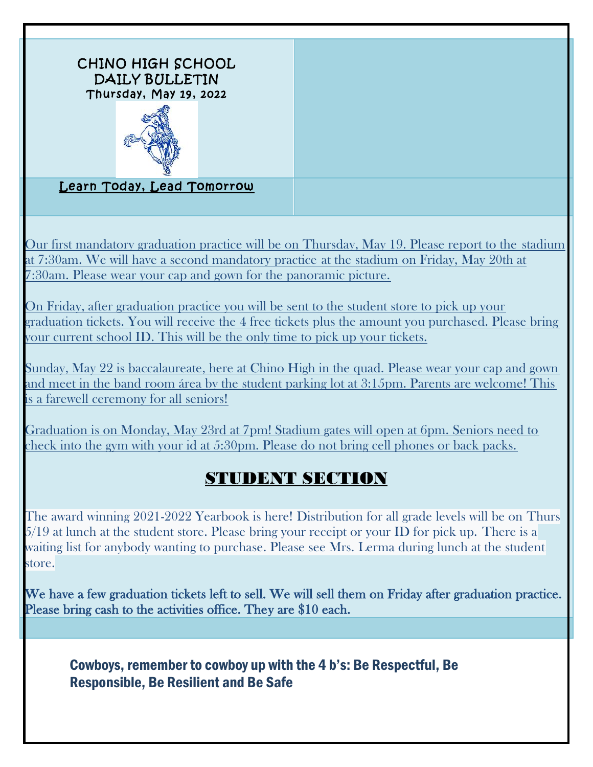# CHINO HIGH SCHOOL
# DAILY BULLETIN

Thursday, May 19, 2022

Learn Today, Lead Tomorrow

Our first mandatory graduation practice will be on Thursday, May 19. Please report to the stadium at 7:30am. We will have a second mandatory practice at the stadium on Friday, May 20th at 7:30am. Please wear your cap and gown for the panoramic picture.

On Friday, after graduation practice you will be sent to the student store to pick up your graduation tickets. You will receive the 4 free tickets plus the amount you purchased. Please bring your current school ID. This will be the only time to pick up your tickets.

Sunday, May 22 is baccalaureate, here at Chino High in the quad. Please wear your cap and gown and meet in the band room área by the student parking lot at 3:15pm. Parents are welcome! This is a farewell ceremony for all seniors!

Graduation is on Monday, May 23rd at 7pm! Stadium gates will open at 6pm. Seniors need to check into the gym with your id at 5:30pm. Please do not bring cell phones or back packs.

## STUDENT SECTION

The award winning 2021-2022 Yearbook is here! Distribution for all grade levels will be on Thurs 5/19 at lunch at the student store. Please bring your receipt or your ID for pick up. There is a waiting list for anybody wanting to purchase. Please see Mrs. Lerma during lunch at the student store.

We have a few graduation tickets left to sell. We will sell them on Friday after graduation practice. Please bring cash to the activities office. They are $10 each.

**Cowboys, remember to cowboy up with the 4 b's: Be Respectful, Be Responsible, Be Resilient and Be Safe**